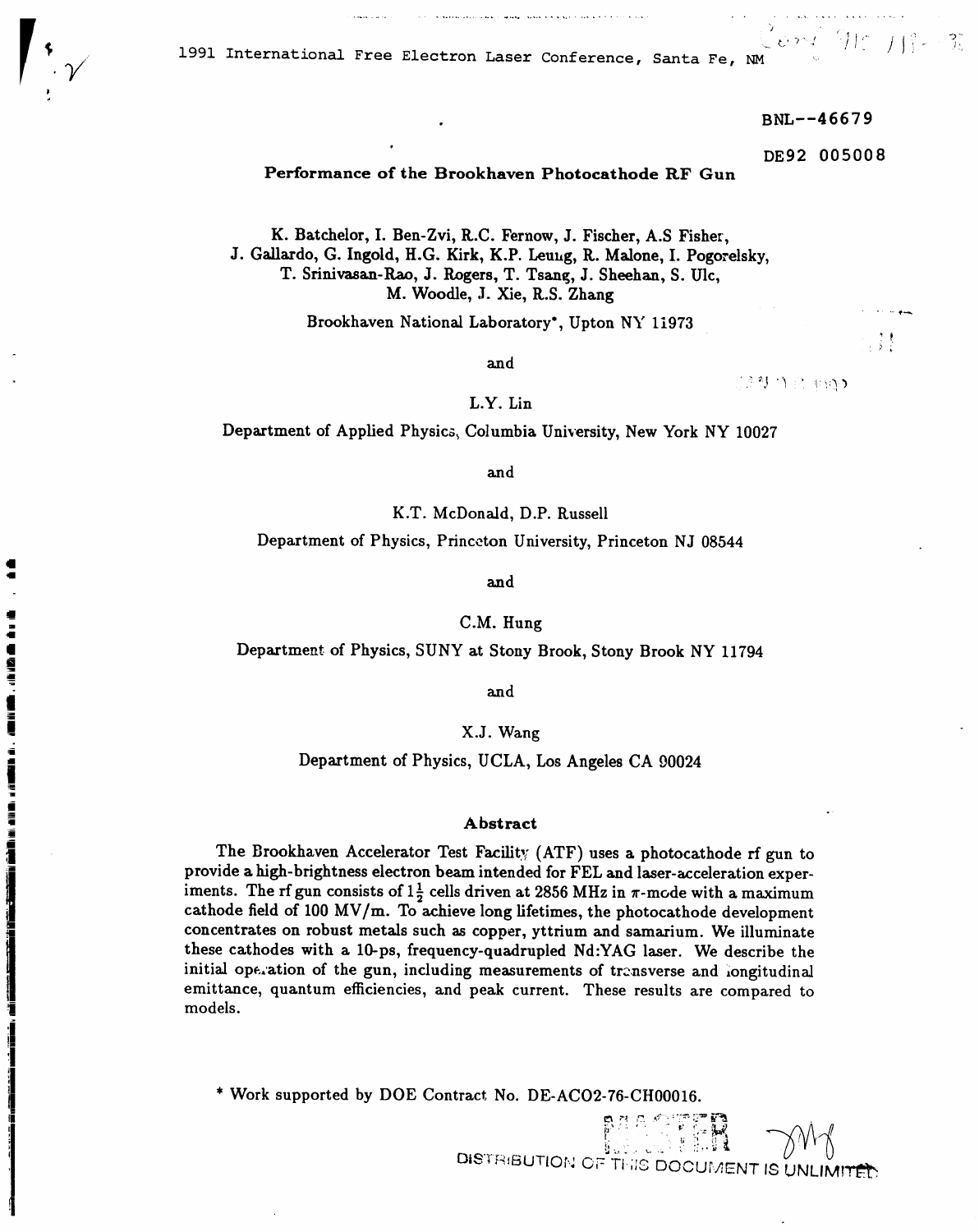1991 International Free Electron Laser Conference, Santa Fe, NM

BNL--46679

DE92 005008

# Performance of the Brookhaven Photocathode RF Gun

K. Batchelor, I. Ben-Zvi, R.C. Fernow, J. Fischer, A.S Fisher, J. Gallardo, G. Ingold, H.G. Kirk, K.P. Leung, R. Malone, I. Pogorelsky, T. Srinivasan-Rao, J. Rogers, T. Tsang, J. Sheehan, S. Ulc, M. Woodle, J. Xie, R.S. Zhang

Brookhaven National Laboratory*, Upton NY 11973

and

L.Y. Lin

Department of Applied Physics, Columbia University, New York NY 10027

and

K.T. McDonald, D.P. Russell

Department of Physics, Princeton University, Princeton NJ 08544

and

C.M. Hung

Department of Physics, SUNY at Stony Brook, Stony Brook NY 11794

and

X.J. Wang

Department of Physics, UCLA, Los Angeles CA 90024

## Abstract

The Brookhaven Accelerator Test Facility (ATF) uses a photocathode rf gun to provide a high-brightness electron beam intended for FEL and laser-acceleration experiments. The rf gun consists of $1\frac{1}{2}$ cells driven at 2856 MHz in $\pi$-mode with a maximum cathode field of 100 MV/m. To achieve long lifetimes, the photocathode development concentrates on robust metals such as copper, yttrium and samarium. We illuminate these cathodes with a 10-ps, frequency-quadrupled Nd:YAG laser. We describe the initial operation of the gun, including measurements of transverse and longitudinal emittance, quantum efficiencies, and peak current. These results are compared to models.

* Work supported by DOE Contract No. DE-AC02-76-CH00016.

DISTRIBUTION OF THIS DOCUMENT IS UNLIMITED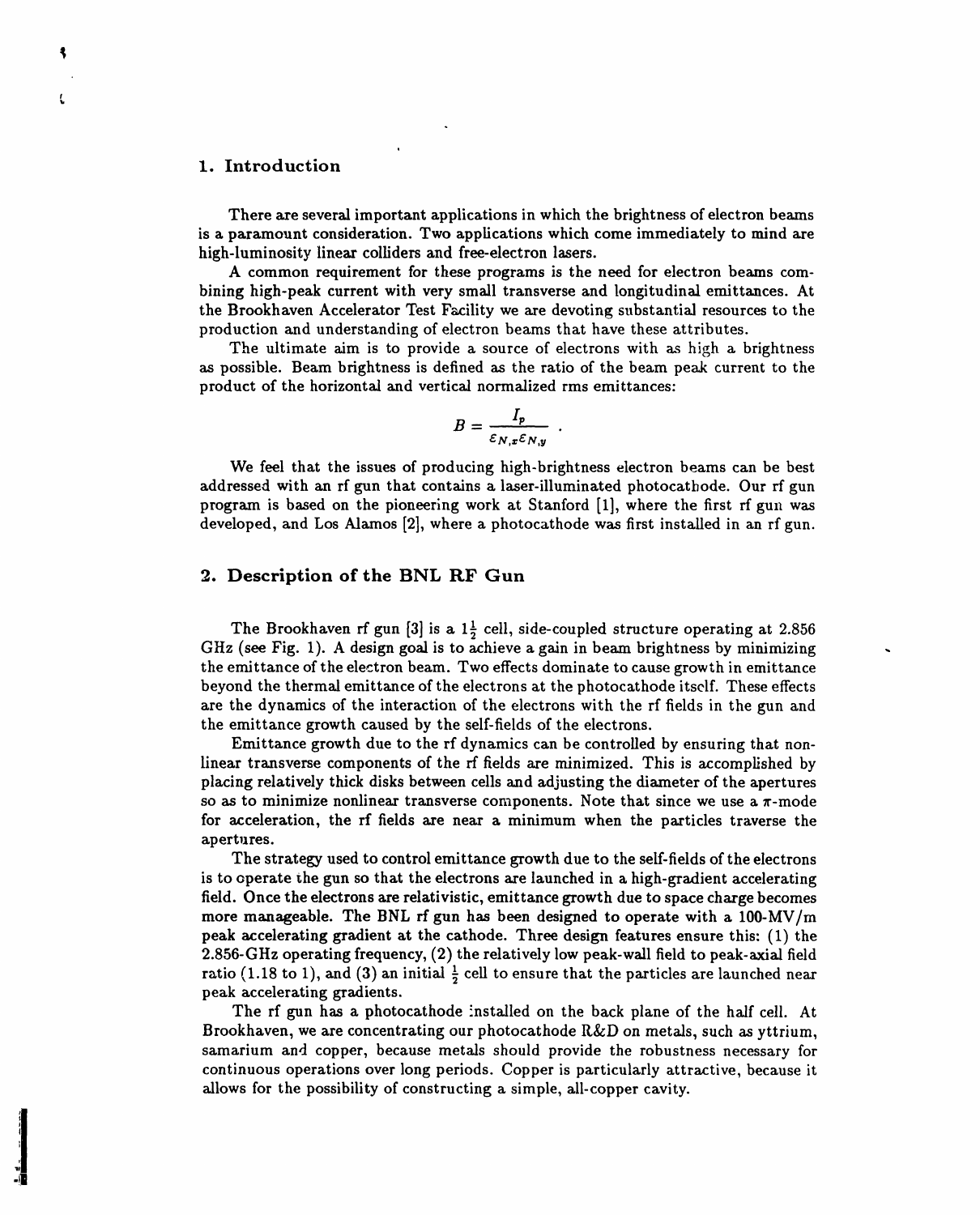## 1. Introduction

There are several important applications in which the brightness of electron beams is a paramount consideration. Two applications which come immediately to mind are high-luminosity linear colliders and free-electron lasers.

A common requirement for these programs is the need for electron beams combining high-peak current with very small transverse and longitudinal emittances. At the Brookhaven Accelerator Test Facility we are devoting substantial resources to the production and understanding of electron beams that have these attributes.

The ultimate aim is to provide a source of electrons with as high a brightness as possible. Beam brightness is defined as the ratio of the beam peak current to the product of the horizontal and vertical normalized rms emittances:

$$B = \frac{I_p}{\varepsilon_{N,x}\varepsilon_{N,y}} .$$

We feel that the issues of producing high-brightness electron beams can be best addressed with an rf gun that contains a laser-illuminated photocathode. Our rf gun program is based on the pioneering work at Stanford [1], where the first rf gun was developed, and Los Alamos [2], where a photocathode was first installed in an rf gun.

## 2. Description of the BNL RF Gun

The Brookhaven rf gun [3] is a $1\frac{1}{2}$ cell, side-coupled structure operating at 2.856 GHz (see Fig. 1). A design goal is to achieve a gain in beam brightness by minimizing the emittance of the electron beam. Two effects dominate to cause growth in emittance beyond the thermal emittance of the electrons at the photocathode itself. These effects are the dynamics of the interaction of the electrons with the rf fields in the gun and the emittance growth caused by the self-fields of the electrons.

Emittance growth due to the rf dynamics can be controlled by ensuring that nonlinear transverse components of the rf fields are minimized. This is accomplished by placing relatively thick disks between cells and adjusting the diameter of the apertures so as to minimize nonlinear transverse components. Note that since we use a $\pi$-mode for acceleration, the rf fields are near a minimum when the particles traverse the apertures.

The strategy used to control emittance growth due to the self-fields of the electrons is to operate the gun so that the electrons are launched in a high-gradient accelerating field. Once the electrons are relativistic, emittance growth due to space charge becomes more manageable. The BNL rf gun has been designed to operate with a 100-MV/m peak accelerating gradient at the cathode. Three design features ensure this: (1) the 2.856-GHz operating frequency, (2) the relatively low peak-wall field to peak-axial field ratio (1.18 to 1), and (3) an initial $\frac{1}{2}$ cell to ensure that the particles are launched near peak accelerating gradients.

The rf gun has a photocathode installed on the back plane of the half cell. At Brookhaven, we are concentrating our photocathode R&D on metals, such as yttrium, samarium and copper, because metals should provide the robustness necessary for continuous operations over long periods. Copper is particularly attractive, because it allows for the possibility of constructing a simple, all-copper cavity.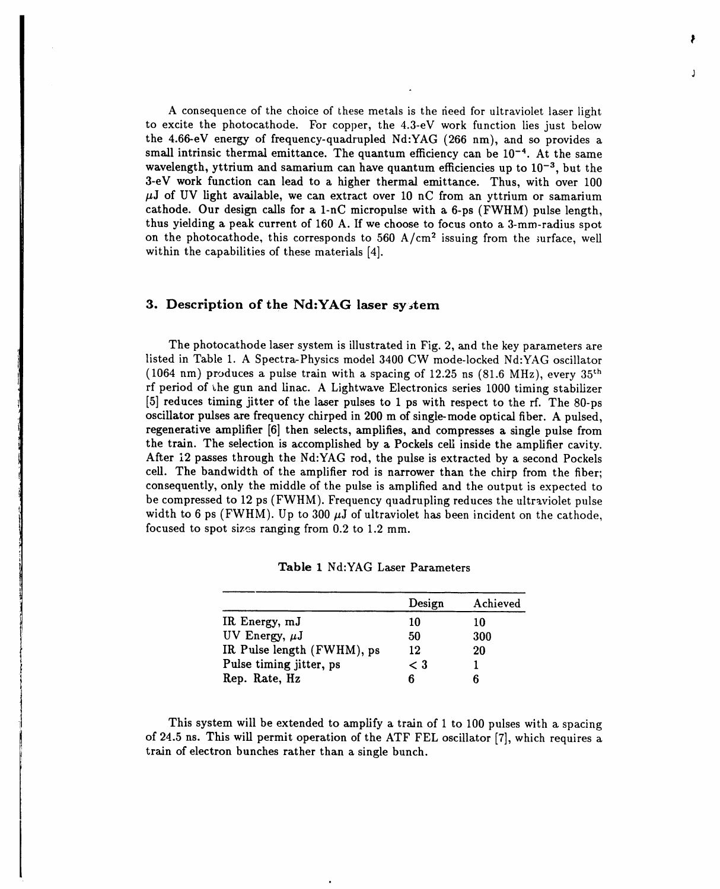A consequence of the choice of these metals is the need for ultraviolet laser light to excite the photocathode. For copper, the 4.3-eV work function lies just below the 4.66-eV energy of frequency-quadrupled Nd:YAG (266 nm), and so provides a small intrinsic thermal emittance. The quantum efficiency can be $10^{-4}$. At the same wavelength, yttrium and samarium can have quantum efficiencies up to $10^{-3}$, but the 3-eV work function can lead to a higher thermal emittance. Thus, with over 100 $\mu$J of UV light available, we can extract over 10 nC from an yttrium or samarium cathode. Our design calls for a 1-nC micropulse with a 6-ps (FWHM) pulse length, thus yielding a peak current of 160 A. If we choose to focus onto a 3-mm-radius spot on the photocathode, this corresponds to 560 A/cm$^2$ issuing from the surface, well within the capabilities of these materials [4].

## 3. Description of the Nd:YAG laser system

The photocathode laser system is illustrated in Fig. 2, and the key parameters are listed in Table 1. A Spectra-Physics model 3400 CW mode-locked Nd:YAG oscillator (1064 nm) produces a pulse train with a spacing of 12.25 ns (81.6 MHz), every 35$^{th}$ rf period of the gun and linac. A Lightwave Electronics series 1000 timing stabilizer [5] reduces timing jitter of the laser pulses to 1 ps with respect to the rf. The 80-ps oscillator pulses are frequency chirped in 200 m of single-mode optical fiber. A pulsed, regenerative amplifier [6] then selects, amplifies, and compresses a single pulse from the train. The selection is accomplished by a Pockels cell inside the amplifier cavity. After 12 passes through the Nd:YAG rod, the pulse is extracted by a second Pockels cell. The bandwidth of the amplifier rod is narrower than the chirp from the fiber; consequently, only the middle of the pulse is amplified and the output is expected to be compressed to 12 ps (FWHM). Frequency quadrupling reduces the ultraviolet pulse width to 6 ps (FWHM). Up to 300 $\mu$J of ultraviolet has been incident on the cathode, focused to spot sizes ranging from 0.2 to 1.2 mm.

**Table 1** Nd:YAG Laser Parameters

| | Design | Achieved |
|---|---|---|
| IR Energy, mJ | 10 | 10 |
| UV Energy, $\mu$J | 50 | 300 |
| IR Pulse length (FWHM), ps | 12 | 20 |
| Pulse timing jitter, ps | < 3 | 1 |
| Rep. Rate, Hz | 6 | 6 |

This system will be extended to amplify a train of 1 to 100 pulses with a spacing of 24.5 ns. This will permit operation of the ATF FEL oscillator [7], which requires a train of electron bunches rather than a single bunch.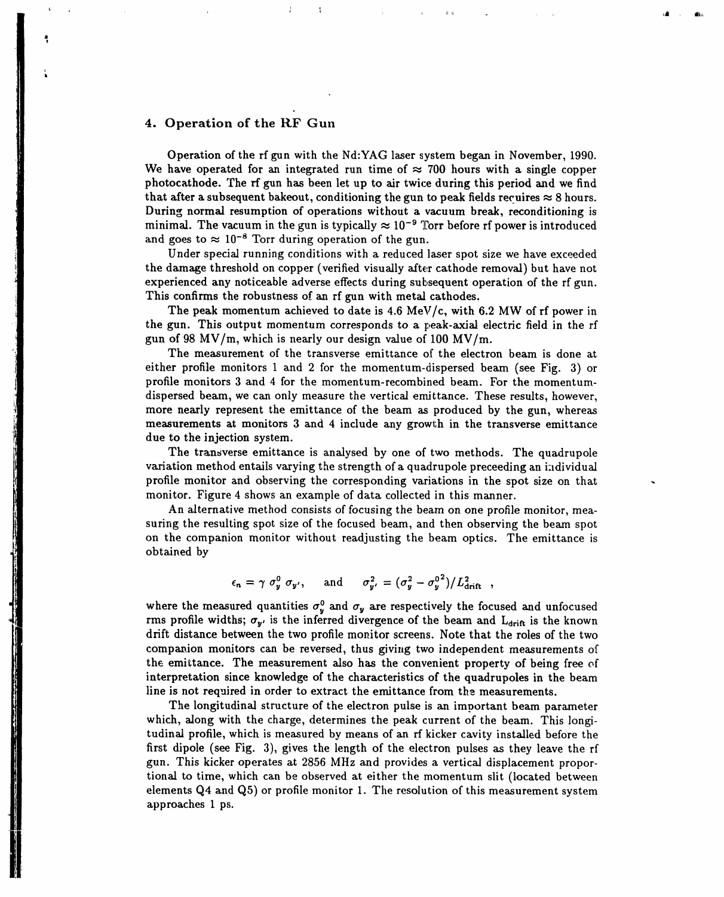## 4. Operation of the RF Gun

Operation of the rf gun with the Nd:YAG laser system began in November, 1990. We have operated for an integrated run time of $\approx$ 700 hours with a single copper photocathode. The rf gun has been let up to air twice during this period and we find that after a subsequent bakeout, conditioning the gun to peak fields requires $\approx$ 8 hours. During normal resumption of operations without a vacuum break, reconditioning is minimal. The vacuum in the gun is typically $\approx 10^{-9}$ Torr before rf power is introduced and goes to $\approx 10^{-8}$ Torr during operation of the gun.

Under special running conditions with a reduced laser spot size we have exceeded the damage threshold on copper (verified visually after cathode removal) but have not experienced any noticeable adverse effects during subsequent operation of the rf gun. This confirms the robustness of an rf gun with metal cathodes.

The peak momentum achieved to date is 4.6 MeV/c, with 6.2 MW of rf power in the gun. This output momentum corresponds to a peak-axial electric field in the rf gun of 98 MV/m, which is nearly our design value of 100 MV/m.

The measurement of the transverse emittance of the electron beam is done at either profile monitors 1 and 2 for the momentum-dispersed beam (see Fig. 3) or profile monitors 3 and 4 for the momentum-recombined beam. For the momentum-dispersed beam, we can only measure the vertical emittance. These results, however, more nearly represent the emittance of the beam as produced by the gun, whereas measurements at monitors 3 and 4 include any growth in the transverse emittance due to the injection system.

The transverse emittance is analysed by one of two methods. The quadrupole variation method entails varying the strength of a quadrupole preceeding an individual profile monitor and observing the corresponding variations in the spot size on that monitor. Figure 4 shows an example of data collected in this manner.

An alternative method consists of focusing the beam on one profile monitor, measuring the resulting spot size of the focused beam, and then observing the beam spot on the companion monitor without readjusting the beam optics. The emittance is obtained by

$$\epsilon_n = \gamma\, \sigma_y^0\, \sigma_{y'}, \qquad \text{and} \qquad \sigma_{y'}^2 = (\sigma_y^2 - {\sigma_y^0}^2)/L_{\text{drift}}^2 \ ,$$

where the measured quantities $\sigma_y^0$ and $\sigma_y$ are respectively the focused and unfocused rms profile widths; $\sigma_{y'}$ is the inferred divergence of the beam and $L_{\text{drift}}$ is the known drift distance between the two profile monitor screens. Note that the roles of the two companion monitors can be reversed, thus giving two independent measurements of the emittance. The measurement also has the convenient property of being free of interpretation since knowledge of the characteristics of the quadrupoles in the beam line is not required in order to extract the emittance from the measurements.

The longitudinal structure of the electron pulse is an important beam parameter which, along with the charge, determines the peak current of the beam. This longitudinal profile, which is measured by means of an rf kicker cavity installed before the first dipole (see Fig. 3), gives the length of the electron pulses as they leave the rf gun. This kicker operates at 2856 MHz and provides a vertical displacement proportional to time, which can be observed at either the momentum slit (located between elements Q4 and Q5) or profile monitor 1. The resolution of this measurement system approaches 1 ps.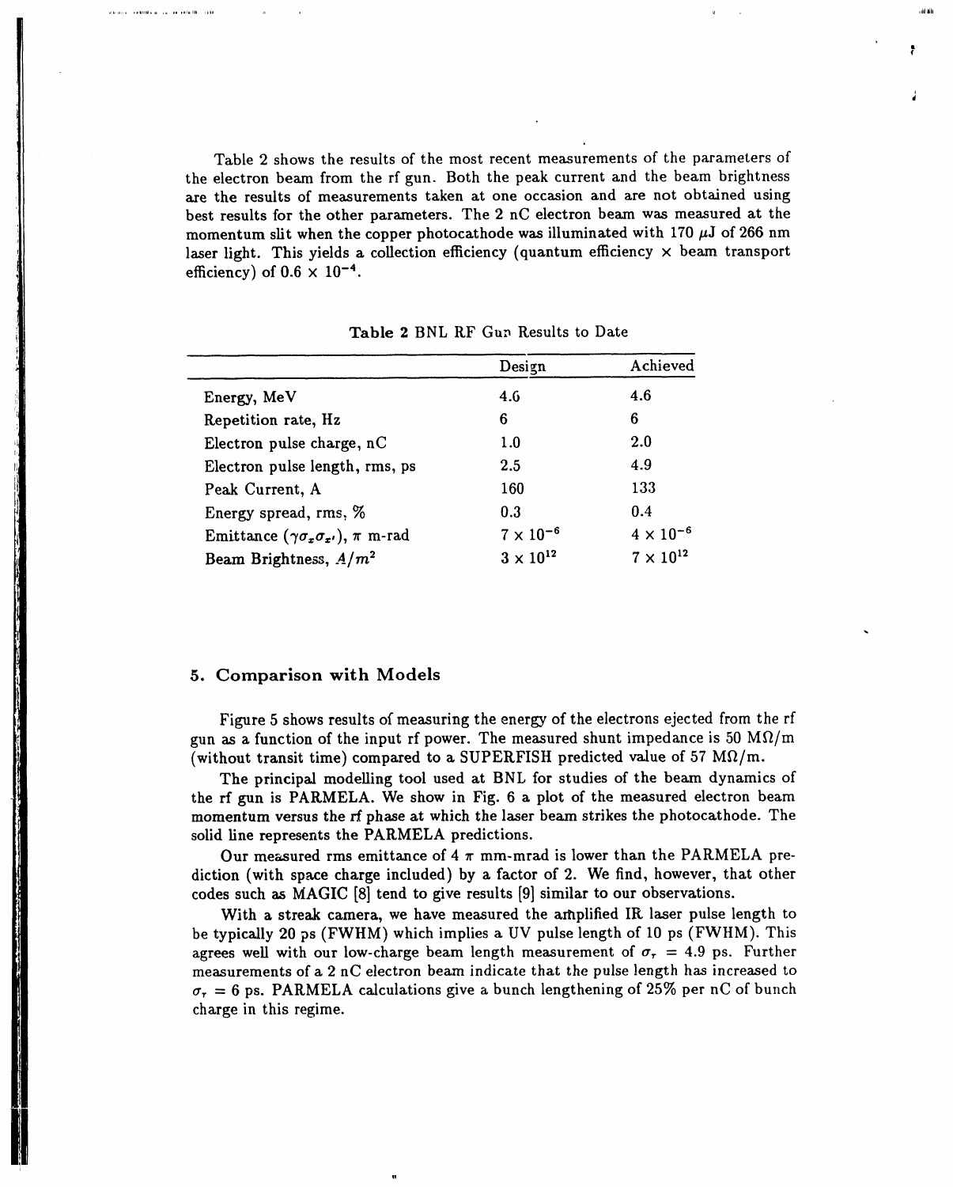Table 2 shows the results of the most recent measurements of the parameters of the electron beam from the rf gun. Both the peak current and the beam brightness are the results of measurements taken at one occasion and are not obtained using best results for the other parameters. The 2 nC electron beam was measured at the momentum slit when the copper photocathode was illuminated with 170 $\mu$J of 266 nm laser light. This yields a collection efficiency (quantum efficiency $\times$ beam transport efficiency) of $0.6 \times 10^{-4}$.

**Table 2** BNL RF Gun Results to Date

| | Design | Achieved |
|---|---|---|
| Energy, MeV | 4.6 | 4.6 |
| Repetition rate, Hz | 6 | 6 |
| Electron pulse charge, nC | 1.0 | 2.0 |
| Electron pulse length, rms, ps | 2.5 | 4.9 |
| Peak Current, A | 160 | 133 |
| Energy spread, rms, % | 0.3 | 0.4 |
| Emittance ($\gamma\sigma_x\sigma_{x'}$), $\pi$ m-rad | $7 \times 10^{-6}$ | $4 \times 10^{-6}$ |
| Beam Brightness, $A/m^2$ | $3 \times 10^{12}$ | $7 \times 10^{12}$ |

## 5. Comparison with Models

Figure 5 shows results of measuring the energy of the electrons ejected from the rf gun as a function of the input rf power. The measured shunt impedance is 50 M$\Omega$/m (without transit time) compared to a SUPERFISH predicted value of 57 M$\Omega$/m.

The principal modelling tool used at BNL for studies of the beam dynamics of the rf gun is PARMELA. We show in Fig. 6 a plot of the measured electron beam momentum versus the rf phase at which the laser beam strikes the photocathode. The solid line represents the PARMELA predictions.

Our measured rms emittance of 4 $\pi$ mm-mrad is lower than the PARMELA prediction (with space charge included) by a factor of 2. We find, however, that other codes such as MAGIC [8] tend to give results [9] similar to our observations.

With a streak camera, we have measured the amplified IR laser pulse length to be typically 20 ps (FWHM) which implies a UV pulse length of 10 ps (FWHM). This agrees well with our low-charge beam length measurement of $\sigma_\tau = 4.9$ ps. Further measurements of a 2 nC electron beam indicate that the pulse length has increased to $\sigma_\tau = 6$ ps. PARMELA calculations give a bunch lengthening of 25% per nC of bunch charge in this regime.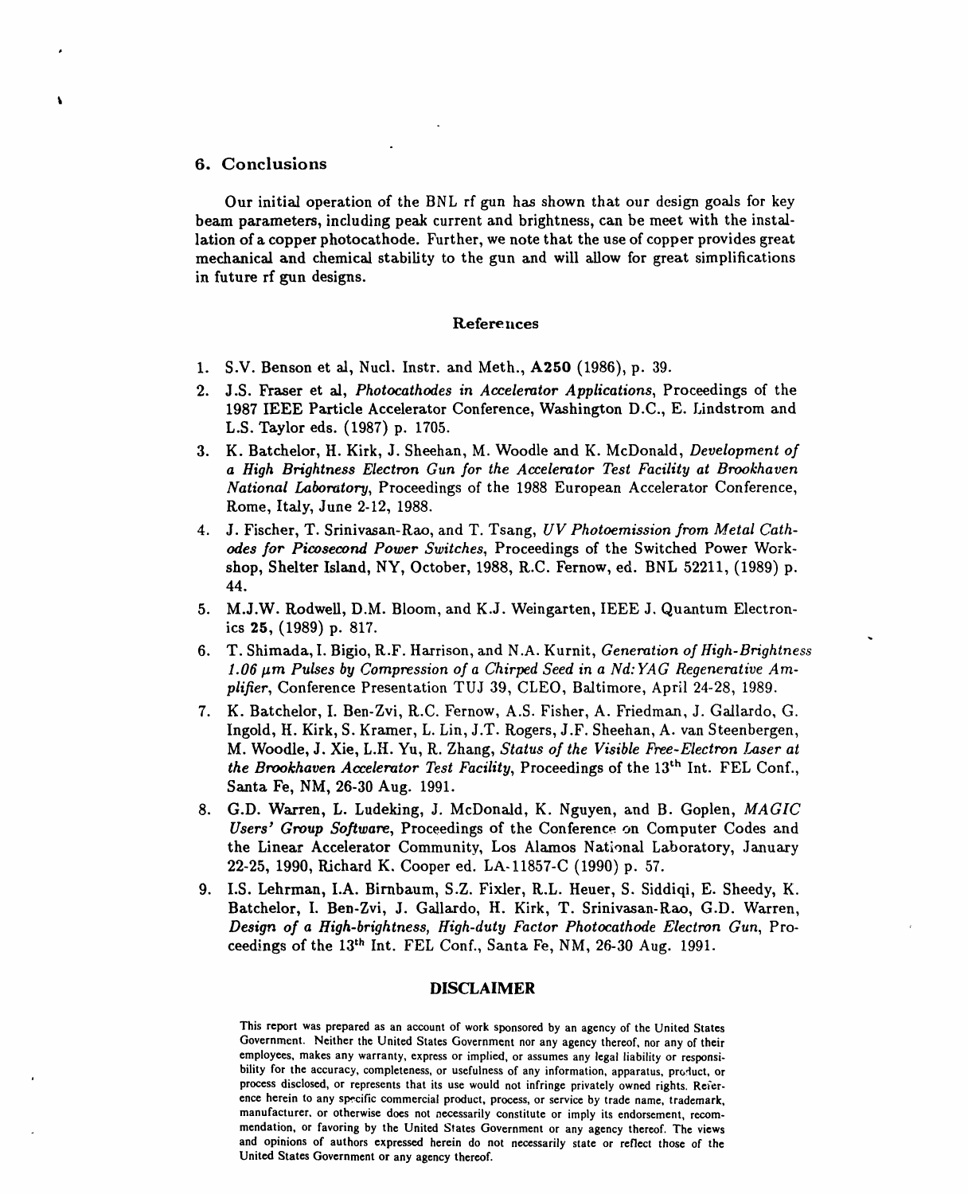## 6. Conclusions

Our initial operation of the BNL rf gun has shown that our design goals for key beam parameters, including peak current and brightness, can be meet with the installation of a copper photocathode. Further, we note that the use of copper provides great mechanical and chemical stability to the gun and will allow for great simplifications in future rf gun designs.

### References

1. S.V. Benson et al, Nucl. Instr. and Meth., **A250** (1986), p. 39.
2. J.S. Fraser et al, *Photocathodes in Accelerator Applications*, Proceedings of the 1987 IEEE Particle Accelerator Conference, Washington D.C., E. Lindstrom and L.S. Taylor eds. (1987) p. 1705.
3. K. Batchelor, H. Kirk, J. Sheehan, M. Woodle and K. McDonald, *Development of a High Brightness Electron Gun for the Accelerator Test Facility at Brookhaven National Laboratory*, Proceedings of the 1988 European Accelerator Conference, Rome, Italy, June 2-12, 1988.
4. J. Fischer, T. Srinivasan-Rao, and T. Tsang, *UV Photoemission from Metal Cathodes for Picosecond Power Switches*, Proceedings of the Switched Power Workshop, Shelter Island, NY, October, 1988, R.C. Fernow, ed. BNL 52211, (1989) p. 44.
5. M.J.W. Rodwell, D.M. Bloom, and K.J. Weingarten, IEEE J. Quantum Electronics **25**, (1989) p. 817.
6. T. Shimada, I. Bigio, R.F. Harrison, and N.A. Kurnit, *Generation of High-Brightness 1.06 μm Pulses by Compression of a Chirped Seed in a Nd:YAG Regenerative Amplifier*, Conference Presentation TUJ 39, CLEO, Baltimore, April 24-28, 1989.
7. K. Batchelor, I. Ben-Zvi, R.C. Fernow, A.S. Fisher, A. Friedman, J. Gallardo, G. Ingold, H. Kirk, S. Kramer, L. Lin, J.T. Rogers, J.F. Sheehan, A. van Steenbergen, M. Woodle, J. Xie, L.H. Yu, R. Zhang, *Status of the Visible Free-Electron Laser at the Brookhaven Accelerator Test Facility*, Proceedings of the 13th Int. FEL Conf., Santa Fe, NM, 26-30 Aug. 1991.
8. G.D. Warren, L. Ludeking, J. McDonald, K. Nguyen, and B. Goplen, *MAGIC Users' Group Software*, Proceedings of the Conference on Computer Codes and the Linear Accelerator Community, Los Alamos National Laboratory, January 22-25, 1990, Richard K. Cooper ed. LA-11857-C (1990) p. 57.
9. I.S. Lehrman, I.A. Birnbaum, S.Z. Fixler, R.L. Heuer, S. Siddiqi, E. Sheedy, K. Batchelor, I. Ben-Zvi, J. Gallardo, H. Kirk, T. Srinivasan-Rao, G.D. Warren, *Design of a High-brightness, High-duty Factor Photocathode Electron Gun*, Proceedings of the 13th Int. FEL Conf., Santa Fe, NM, 26-30 Aug. 1991.

### DISCLAIMER

This report was prepared as an account of work sponsored by an agency of the United States Government. Neither the United States Government nor any agency thereof, nor any of their employees, makes any warranty, express or implied, or assumes any legal liability or responsibility for the accuracy, completeness, or usefulness of any information, apparatus, product, or process disclosed, or represents that its use would not infringe privately owned rights. Reference herein to any specific commercial product, process, or service by trade name, trademark, manufacturer, or otherwise does not necessarily constitute or imply its endorsement, recommendation, or favoring by the United States Government or any agency thereof. The views and opinions of authors expressed herein do not necessarily state or reflect those of the United States Government or any agency thereof.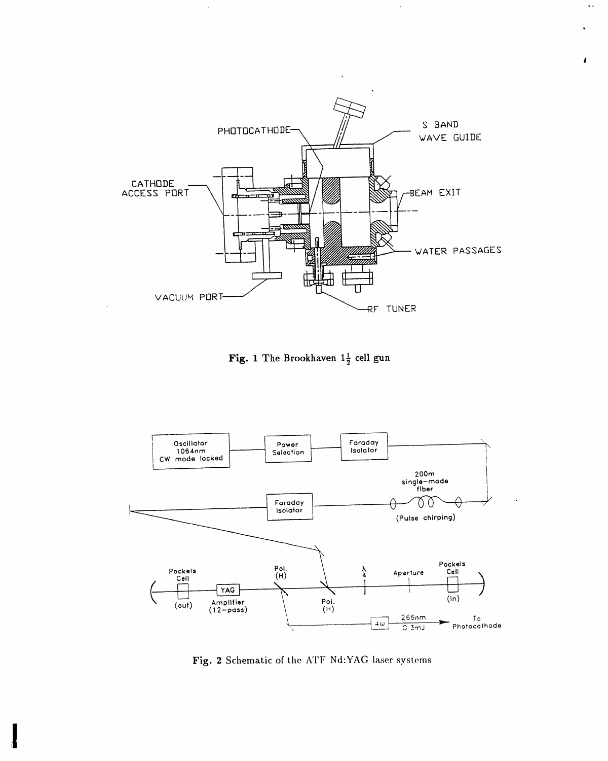**Fig. 1** The Brookhaven $1\frac{1}{2}$ cell gun

**Fig. 2** Schematic of the ATF Nd:YAG laser systems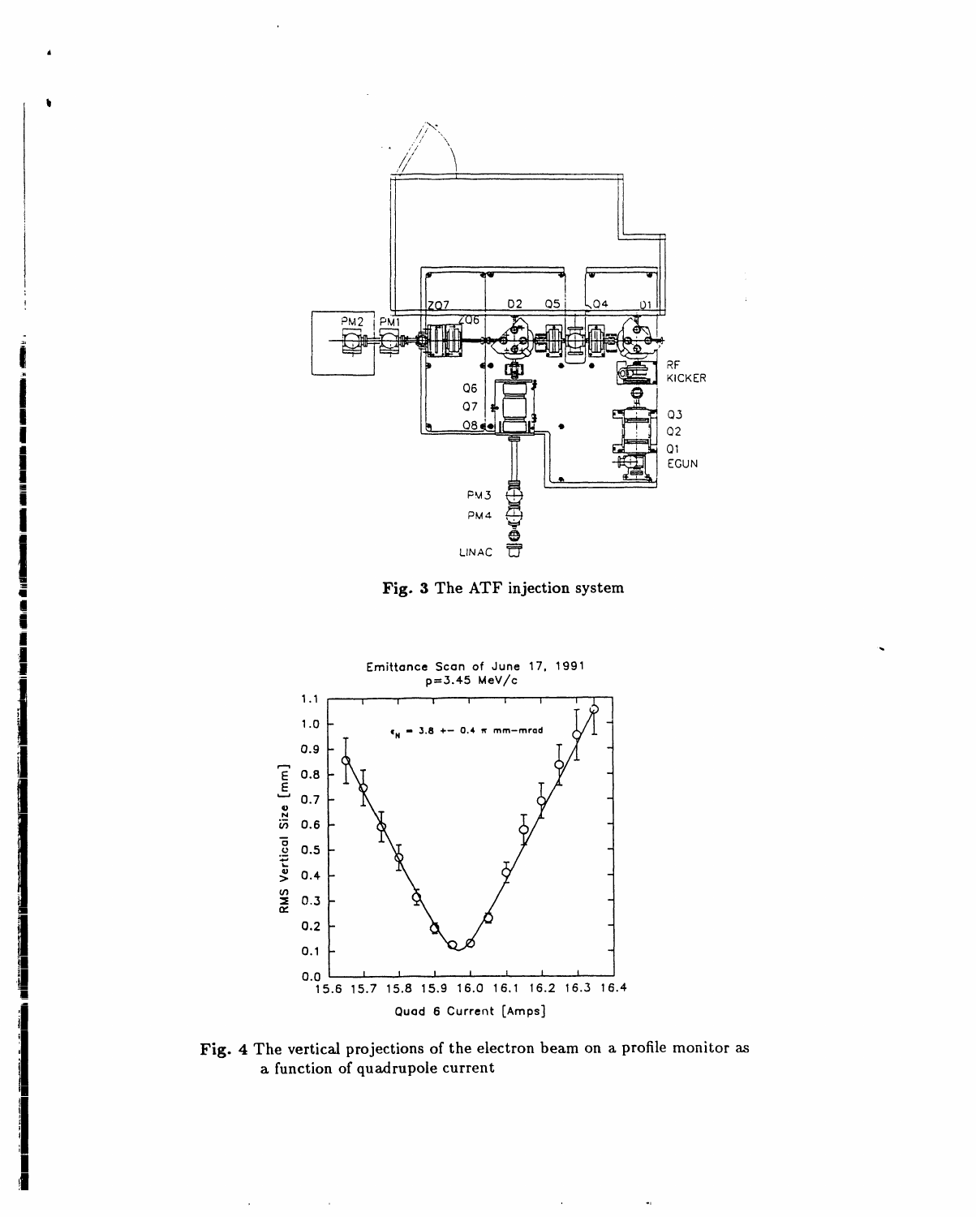**Fig. 3** The ATF injection system

**Fig. 4** The vertical projections of the electron beam on a profile monitor as a function of quadrupole current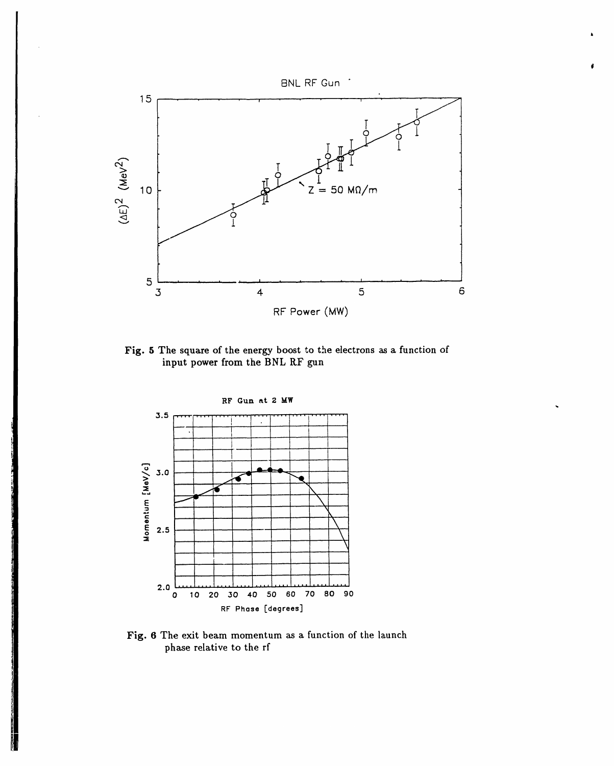BNL RF Gun

15

10

5

3

4

5

6

$(\Delta E)^2$ (MeV$^2$)

RF Power (MW)

Z = 50 MΩ/m

**Fig. 5** The square of the energy boost to the electrons as a function of input power from the BNL RF gun

RF Gun at 2 MW

3.5

3.0

2.5

2.0

0 10 20 30 40 50 60 70 80 90

Momentum [MeV/c]

RF Phase [degrees]

**Fig. 6** The exit beam momentum as a function of the launch phase relative to the rf